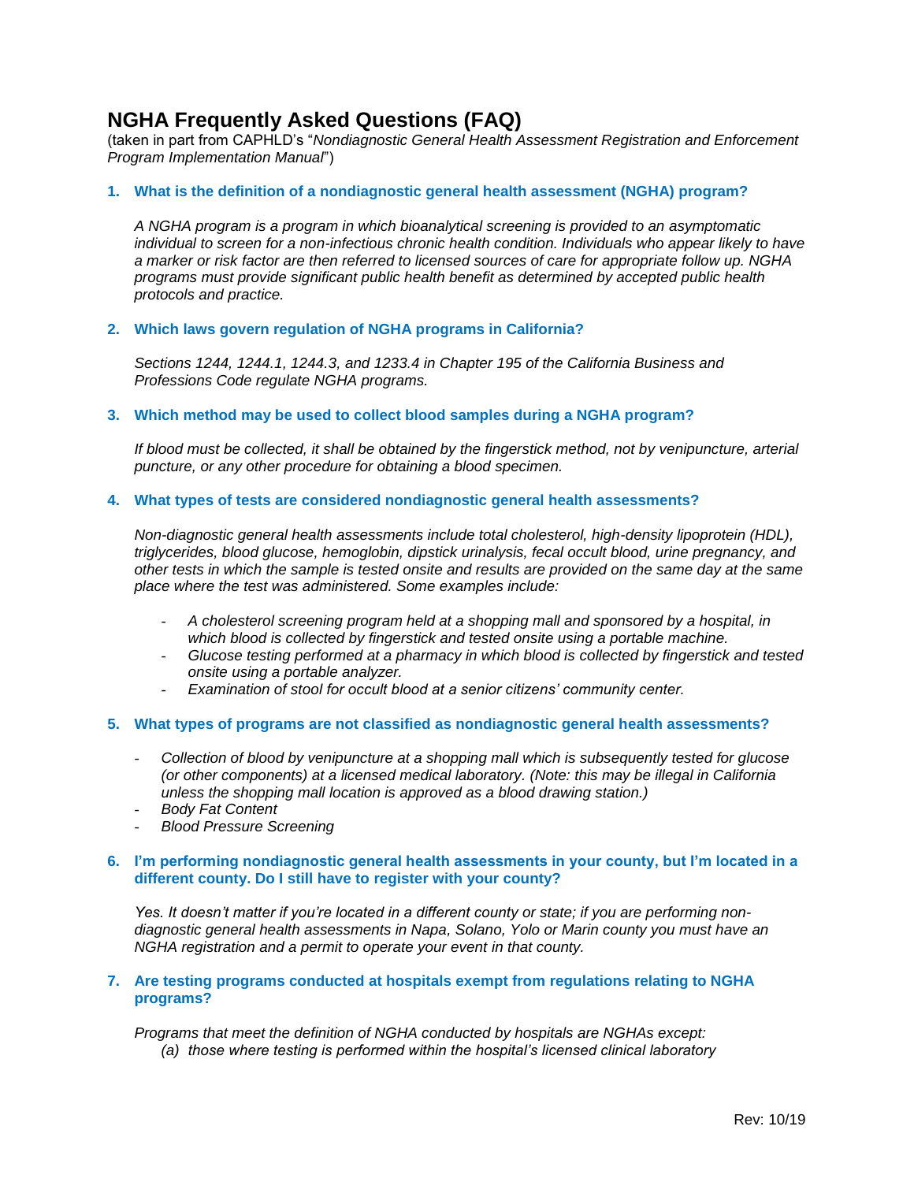# NGHA Frequently Asked Questions (FAQ)

(taken in part from CAPHLD's "*Nondiagnostic General Health Assessment Registration and Enforcement Program Implementation Manual*")

**1. What is the definition of a nondiagnostic general health assessment (NGHA) program?**

*A NGHA program is a program in which bioanalytical screening is provided to an asymptomatic individual to screen for a non-infectious chronic health condition. Individuals who appear likely to have a marker or risk factor are then referred to licensed sources of care for appropriate follow up. NGHA programs must provide significant public health benefit as determined by accepted public health protocols and practice.*

**2. Which laws govern regulation of NGHA programs in California?**

*Sections 1244, 1244.1, 1244.3, and 1233.4 in Chapter 195 of the California Business and Professions Code regulate NGHA programs.*

**3. Which method may be used to collect blood samples during a NGHA program?**

*If blood must be collected, it shall be obtained by the fingerstick method, not by venipuncture, arterial puncture, or any other procedure for obtaining a blood specimen.*

**4. What types of tests are considered nondiagnostic general health assessments?**

*Non-diagnostic general health assessments include total cholesterol, high-density lipoprotein (HDL), triglycerides, blood glucose, hemoglobin, dipstick urinalysis, fecal occult blood, urine pregnancy, and other tests in which the sample is tested onsite and results are provided on the same day at the same place where the test was administered. Some examples include:*

- *A cholesterol screening program held at a shopping mall and sponsored by a hospital, in which blood is collected by fingerstick and tested onsite using a portable machine.*
- *Glucose testing performed at a pharmacy in which blood is collected by fingerstick and tested onsite using a portable analyzer.*
- *Examination of stool for occult blood at a senior citizens' community center.*

**5. What types of programs are not classified as nondiagnostic general health assessments?**

- *Collection of blood by venipuncture at a shopping mall which is subsequently tested for glucose (or other components) at a licensed medical laboratory. (Note: this may be illegal in California unless the shopping mall location is approved as a blood drawing station.)*
- *Body Fat Content*
- *Blood Pressure Screening*

**6. I'm performing nondiagnostic general health assessments in your county, but I'm located in a different county. Do I still have to register with your county?**

*Yes. It doesn't matter if you're located in a different county or state; if you are performing non-diagnostic general health assessments in Napa, Solano, Yolo or Marin county you must have an NGHA registration and a permit to operate your event in that county.*

**7. Are testing programs conducted at hospitals exempt from regulations relating to NGHA programs?**

*Programs that meet the definition of NGHA conducted by hospitals are NGHAs except:*

*(a) those where testing is performed within the hospital's licensed clinical laboratory*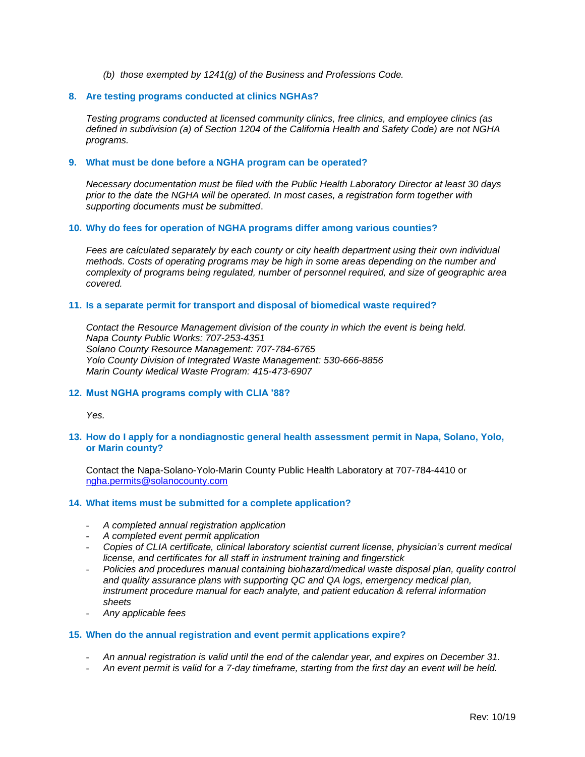*(b) those exempted by 1241(g) of the Business and Professions Code.*

**8. Are testing programs conducted at clinics NGHAs?**

*Testing programs conducted at licensed community clinics, free clinics, and employee clinics (as defined in subdivision (a) of Section 1204 of the California Health and Safety Code) are <u>not</u> NGHA programs.*

**9. What must be done before a NGHA program can be operated?**

*Necessary documentation must be filed with the Public Health Laboratory Director at least 30 days prior to the date the NGHA will be operated. In most cases, a registration form together with supporting documents must be submitted*.

**10. Why do fees for operation of NGHA programs differ among various counties?**

*Fees are calculated separately by each county or city health department using their own individual methods. Costs of operating programs may be high in some areas depending on the number and complexity of programs being regulated, number of personnel required, and size of geographic area covered.*

**11. Is a separate permit for transport and disposal of biomedical waste required?**

*Contact the Resource Management division of the county in which the event is being held.*
*Napa County Public Works: 707-253-4351*
*Solano County Resource Management: 707-784-6765*
*Yolo County Division of Integrated Waste Management: 530-666-8856*
*Marin County Medical Waste Program: 415-473-6907*

**12. Must NGHA programs comply with CLIA '88?**

*Yes.*

**13. How do I apply for a nondiagnostic general health assessment permit in Napa, Solano, Yolo, or Marin county?**

Contact the Napa-Solano-Yolo-Marin County Public Health Laboratory at 707-784-4410 or [ngha.permits@solanocounty.com](mailto:ngha.permits@solanocounty.com)

**14. What items must be submitted for a complete application?**

- *A completed annual registration application*
- *A completed event permit application*
- *Copies of CLIA certificate, clinical laboratory scientist current license, physician's current medical license, and certificates for all staff in instrument training and fingerstick*
- *Policies and procedures manual containing biohazard/medical waste disposal plan, quality control and quality assurance plans with supporting QC and QA logs, emergency medical plan, instrument procedure manual for each analyte, and patient education & referral information sheets*
- *Any applicable fees*

**15. When do the annual registration and event permit applications expire?**

- *An annual registration is valid until the end of the calendar year, and expires on December 31.*
- *An event permit is valid for a 7-day timeframe, starting from the first day an event will be held.*

Rev: 10/19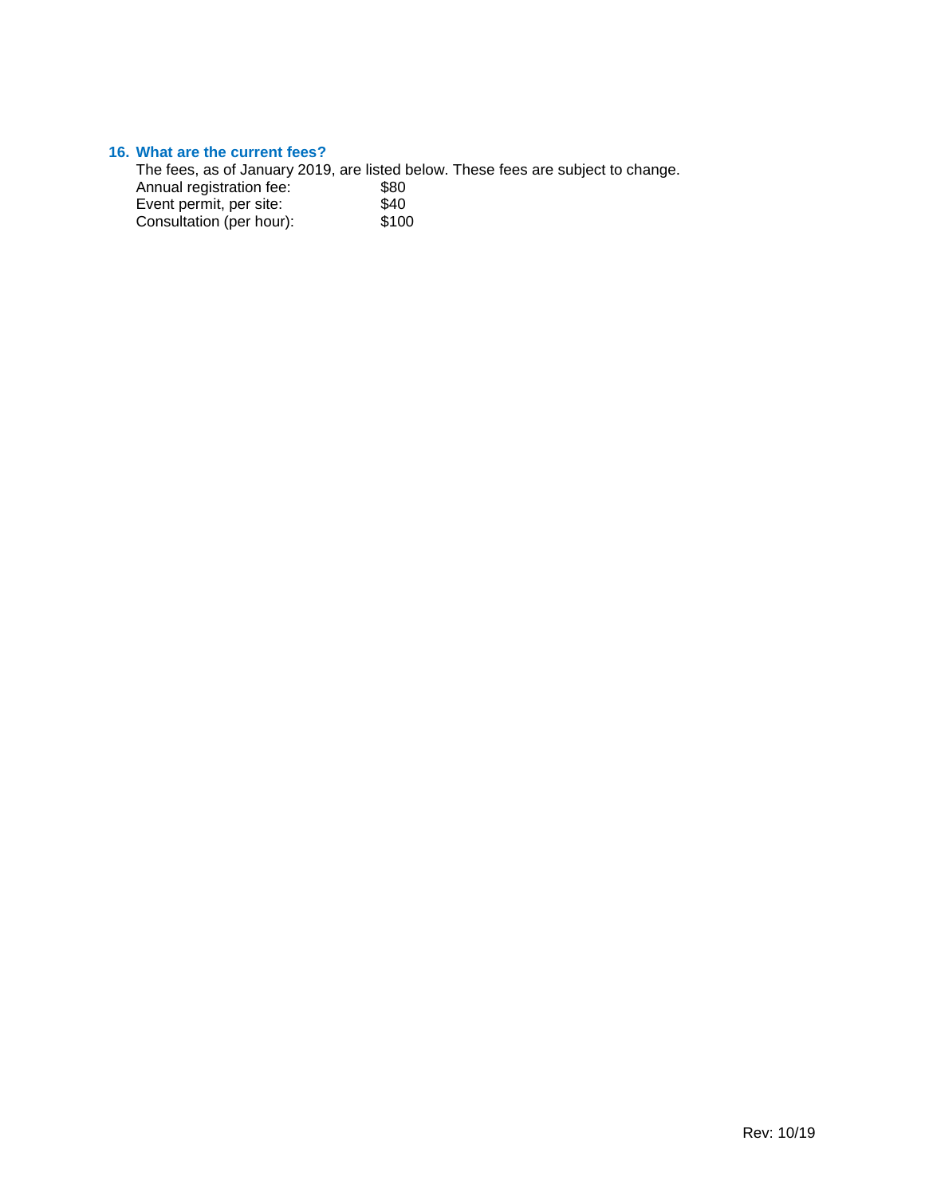### 16. What are the current fees?

The fees, as of January 2019, are listed below. These fees are subject to change.

| | |
|---|---|
| Annual registration fee: | $80 |
| Event permit, per site: | $40 |
| Consultation (per hour): | $100 |

Rev: 10/19